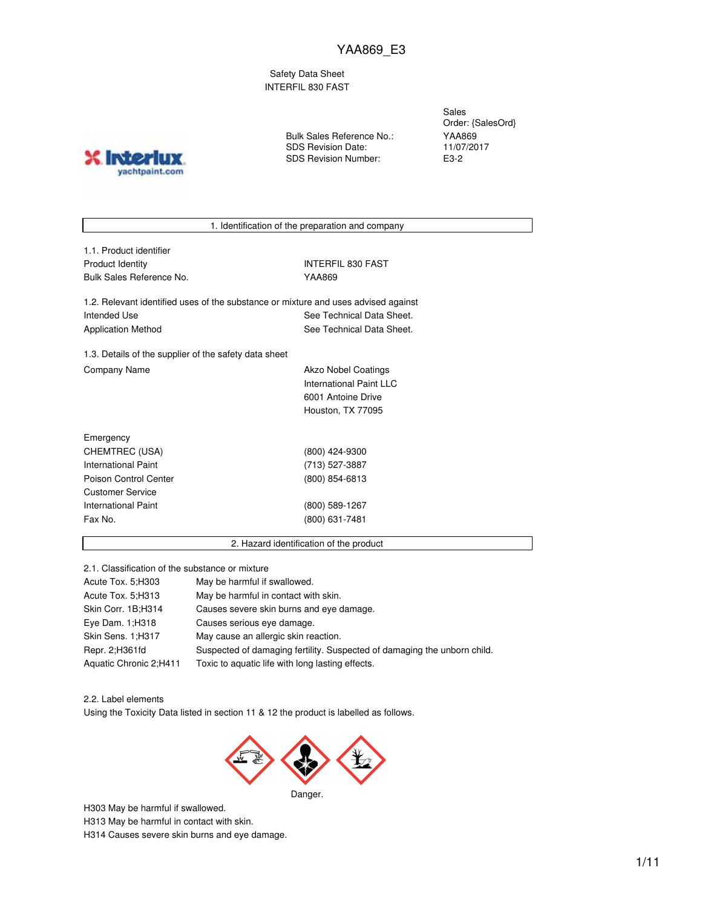# YAA869_E3

Safety Data Sheet
INTERFIL 830 FAST

| | |
|---|---|
| | Sales Order: {SalesOrd} |
| Bulk Sales Reference No.: | YAA869 |
| SDS Revision Date: | 11/07/2017 |
| SDS Revision Number: | E3-2 |

## 1. Identification of the preparation and company

### 1.1. Product identifier

| | |
|---|---|
| Product Identity | INTERFIL 830 FAST |
| Bulk Sales Reference No. | YAA869 |

### 1.2. Relevant identified uses of the substance or mixture and uses advised against

| | |
|---|---|
| Intended Use | See Technical Data Sheet. |
| Application Method | See Technical Data Sheet. |

### 1.3. Details of the supplier of the safety data sheet

| | |
|---|---|
| Company Name | Akzo Nobel Coatings<br>International Paint LLC<br>6001 Antoine Drive<br>Houston, TX 77095 |

| | |
|---|---|
| Emergency | |
| CHEMTREC (USA) | (800) 424-9300 |
| International Paint | (713) 527-3887 |
| Poison Control Center | (800) 854-6813 |
| Customer Service | |
| International Paint | (800) 589-1267 |
| Fax No. | (800) 631-7481 |

## 2. Hazard identification of the product

### 2.1. Classification of the substance or mixture

| | |
|---|---|
| Acute Tox. 5;H303 | May be harmful if swallowed. |
| Acute Tox. 5;H313 | May be harmful in contact with skin. |
| Skin Corr. 1B;H314 | Causes severe skin burns and eye damage. |
| Eye Dam. 1;H318 | Causes serious eye damage. |
| Skin Sens. 1;H317 | May cause an allergic skin reaction. |
| Repr. 2;H361fd | Suspected of damaging fertility. Suspected of damaging the unborn child. |
| Aquatic Chronic 2;H411 | Toxic to aquatic life with long lasting effects. |

### 2.2. Label elements

Using the Toxicity Data listed in section 11 & 12 the product is labelled as follows.

Danger.

H303 May be harmful if swallowed.
H313 May be harmful in contact with skin.
H314 Causes severe skin burns and eye damage.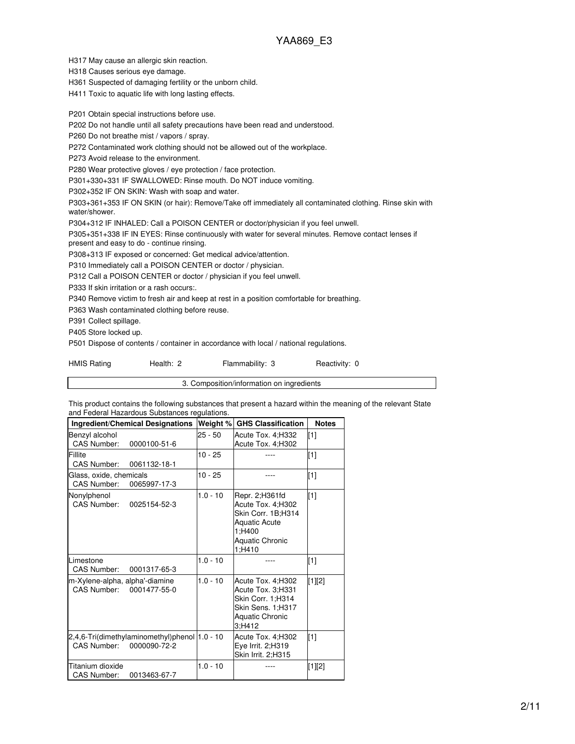H317 May cause an allergic skin reaction.

H318 Causes serious eye damage.

H361 Suspected of damaging fertility or the unborn child.

H411 Toxic to aquatic life with long lasting effects.

P201 Obtain special instructions before use.

P202 Do not handle until all safety precautions have been read and understood.

P260 Do not breathe mist / vapors / spray.

P272 Contaminated work clothing should not be allowed out of the workplace.

P273 Avoid release to the environment.

P280 Wear protective gloves / eye protection / face protection.

P301+330+331 IF SWALLOWED: Rinse mouth. Do NOT induce vomiting.

P302+352 IF ON SKIN: Wash with soap and water.

P303+361+353 IF ON SKIN (or hair): Remove/Take off immediately all contaminated clothing. Rinse skin with water/shower.

P304+312 IF INHALED: Call a POISON CENTER or doctor/physician if you feel unwell.

P305+351+338 IF IN EYES: Rinse continuously with water for several minutes. Remove contact lenses if present and easy to do - continue rinsing.

P308+313 IF exposed or concerned: Get medical advice/attention.

P310 Immediately call a POISON CENTER or doctor / physician.

P312 Call a POISON CENTER or doctor / physician if you feel unwell.

P333 If skin irritation or a rash occurs:.

P340 Remove victim to fresh air and keep at rest in a position comfortable for breathing.

P363 Wash contaminated clothing before reuse.

P391 Collect spillage.

P405 Store locked up.

P501 Dispose of contents / container in accordance with local / national regulations.

HMIS Rating Health: 2 Flammability: 3 Reactivity: 0

## 3. Composition/information on ingredients

This product contains the following substances that present a hazard within the meaning of the relevant State and Federal Hazardous Substances regulations.

| Ingredient/Chemical Designations | Weight % | GHS Classification | Notes |
|---|---|---|---|
| Benzyl alcohol<br>CAS Number: 0000100-51-6 | 25 - 50 | Acute Tox. 4;H332<br>Acute Tox. 4;H302 | [1] |
| Fillite<br>CAS Number: 0061132-18-1 | 10 - 25 | ---- | [1] |
| Glass, oxide, chemicals<br>CAS Number: 0065997-17-3 | 10 - 25 | ---- | [1] |
| Nonylphenol<br>CAS Number: 0025154-52-3 | 1.0 - 10 | Repr. 2;H361fd<br>Acute Tox. 4;H302<br>Skin Corr. 1B;H314<br>Aquatic Acute 1;H400<br>Aquatic Chronic 1;H410 | [1] |
| Limestone<br>CAS Number: 0001317-65-3 | 1.0 - 10 | ---- | [1] |
| m-Xylene-alpha, alpha'-diamine<br>CAS Number: 0001477-55-0 | 1.0 - 10 | Acute Tox. 4;H302<br>Acute Tox. 3;H331<br>Skin Corr. 1;H314<br>Skin Sens. 1;H317<br>Aquatic Chronic 3;H412 | [1][2] |
| 2,4,6-Tri(dimethylaminomethyl)phenol<br>CAS Number: 0000090-72-2 | 1.0 - 10 | Acute Tox. 4;H302<br>Eye Irrit. 2;H319<br>Skin Irrit. 2;H315 | [1] |
| Titanium dioxide<br>CAS Number: 0013463-67-7 | 1.0 - 10 | ---- | [1][2] |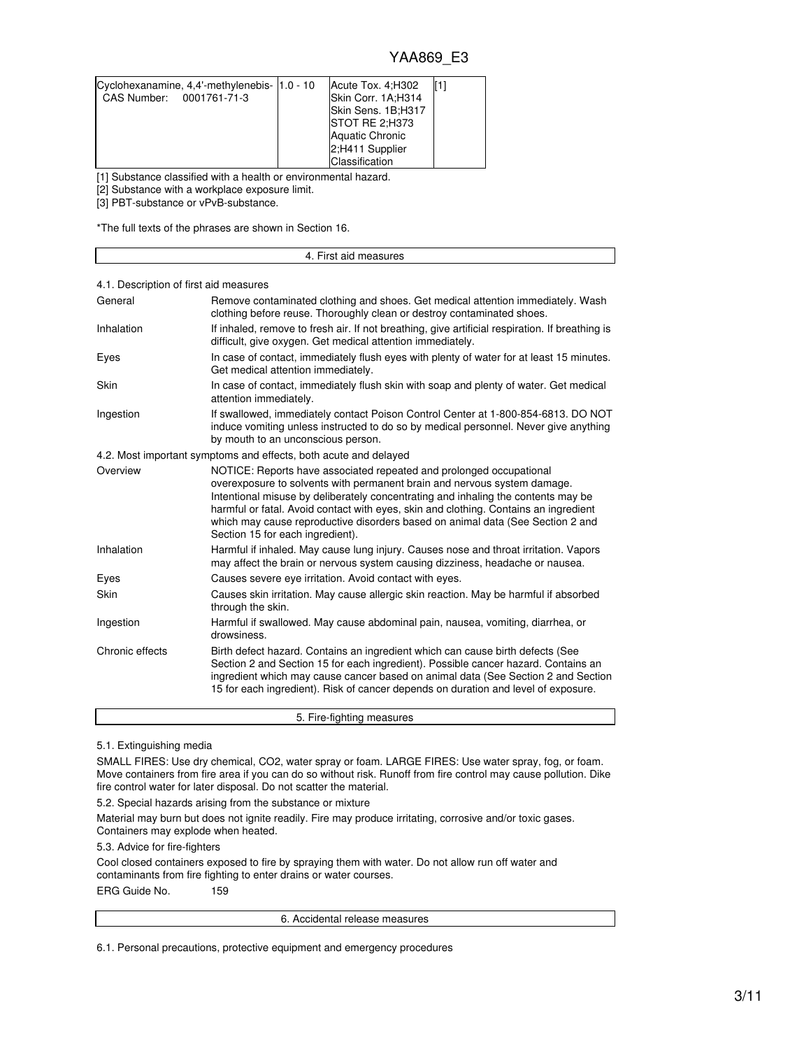| Cyclohexanamine, 4,4'-methylenebis- CAS Number: 0001761-71-3 | 1.0 - 10 | Acute Tox. 4;H302 Skin Corr. 1A;H314 Skin Sens. 1B;H317 STOT RE 2;H373 Aquatic Chronic 2;H411 Supplier Classification | [1] |
|---|---|---|---|

[1] Substance classified with a health or environmental hazard.

[2] Substance with a workplace exposure limit.

[3] PBT-substance or vPvB-substance.

*The full texts of the phrases are shown in Section 16.

## 4. First aid measures

### 4.1. Description of first aid measures

| | |
|---|---|
| General | Remove contaminated clothing and shoes. Get medical attention immediately. Wash clothing before reuse. Thoroughly clean or destroy contaminated shoes. |
| Inhalation | If inhaled, remove to fresh air. If not breathing, give artificial respiration. If breathing is difficult, give oxygen. Get medical attention immediately. |
| Eyes | In case of contact, immediately flush eyes with plenty of water for at least 15 minutes. Get medical attention immediately. |
| Skin | In case of contact, immediately flush skin with soap and plenty of water. Get medical attention immediately. |
| Ingestion | If swallowed, immediately contact Poison Control Center at 1-800-854-6813. DO NOT induce vomiting unless instructed to do so by medical personnel. Never give anything by mouth to an unconscious person. |

### 4.2. Most important symptoms and effects, both acute and delayed

| | |
|---|---|
| Overview | NOTICE: Reports have associated repeated and prolonged occupational overexposure to solvents with permanent brain and nervous system damage. Intentional misuse by deliberately concentrating and inhaling the contents may be harmful or fatal. Avoid contact with eyes, skin and clothing. Contains an ingredient which may cause reproductive disorders based on animal data (See Section 2 and Section 15 for each ingredient). |
| Inhalation | Harmful if inhaled. May cause lung injury. Causes nose and throat irritation. Vapors may affect the brain or nervous system causing dizziness, headache or nausea. |
| Eyes | Causes severe eye irritation. Avoid contact with eyes. |
| Skin | Causes skin irritation. May cause allergic skin reaction. May be harmful if absorbed through the skin. |
| Ingestion | Harmful if swallowed. May cause abdominal pain, nausea, vomiting, diarrhea, or drowsiness. |
| Chronic effects | Birth defect hazard. Contains an ingredient which can cause birth defects (See Section 2 and Section 15 for each ingredient). Possible cancer hazard. Contains an ingredient which may cause cancer based on animal data (See Section 2 and Section 15 for each ingredient). Risk of cancer depends on duration and level of exposure. |

## 5. Fire-fighting measures

### 5.1. Extinguishing media

SMALL FIRES: Use dry chemical, $CO_2$, water spray or foam. LARGE FIRES: Use water spray, fog, or foam. Move containers from fire area if you can do so without risk. Runoff from fire control may cause pollution. Dike fire control water for later disposal. Do not scatter the material.

### 5.2. Special hazards arising from the substance or mixture

Material may burn but does not ignite readily. Fire may produce irritating, corrosive and/or toxic gases. Containers may explode when heated.

### 5.3. Advice for fire-fighters

Cool closed containers exposed to fire by spraying them with water. Do not allow run off water and contaminants from fire fighting to enter drains or water courses.

ERG Guide No. 159

## 6. Accidental release measures

### 6.1. Personal precautions, protective equipment and emergency procedures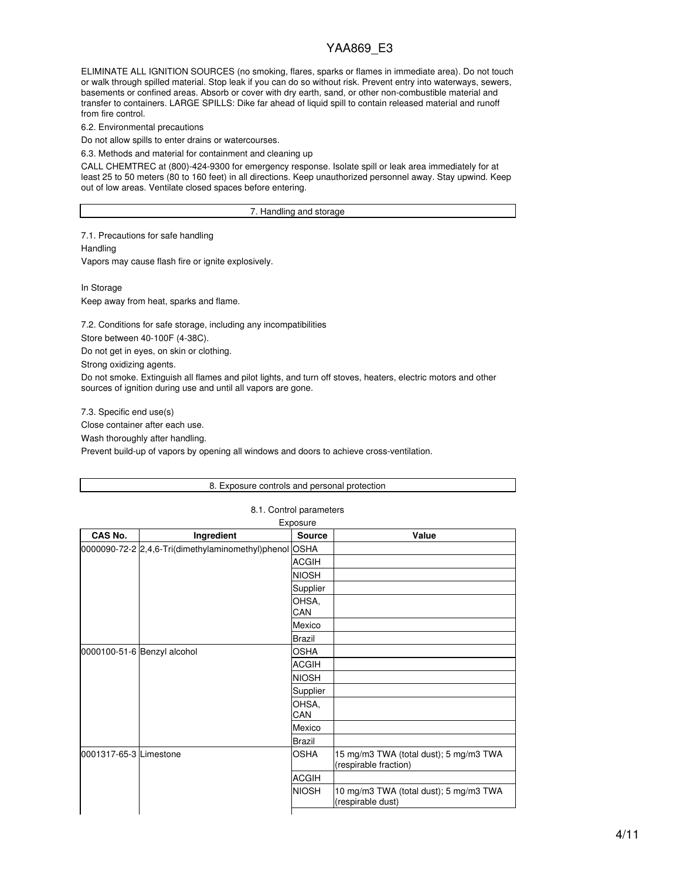ELIMINATE ALL IGNITION SOURCES (no smoking, flares, sparks or flames in immediate area). Do not touch or walk through spilled material. Stop leak if you can do so without risk. Prevent entry into waterways, sewers, basements or confined areas. Absorb or cover with dry earth, sand, or other non-combustible material and transfer to containers. LARGE SPILLS: Dike far ahead of liquid spill to contain released material and runoff from fire control.

6.2. Environmental precautions

Do not allow spills to enter drains or watercourses.

6.3. Methods and material for containment and cleaning up

CALL CHEMTREC at (800)-424-9300 for emergency response. Isolate spill or leak area immediately for at least 25 to 50 meters (80 to 160 feet) in all directions. Keep unauthorized personnel away. Stay upwind. Keep out of low areas. Ventilate closed spaces before entering.

## 7. Handling and storage

7.1. Precautions for safe handling

Handling

Vapors may cause flash fire or ignite explosively.

In Storage

Keep away from heat, sparks and flame.

7.2. Conditions for safe storage, including any incompatibilities

Store between 40-100F (4-38C).

Do not get in eyes, on skin or clothing.

Strong oxidizing agents.

Do not smoke. Extinguish all flames and pilot lights, and turn off stoves, heaters, electric motors and other sources of ignition during use and until all vapors are gone.

7.3. Specific end use(s)

Close container after each use.

Wash thoroughly after handling.

Prevent build-up of vapors by opening all windows and doors to achieve cross-ventilation.

## 8. Exposure controls and personal protection

8.1. Control parameters

Exposure

| CAS No. | Ingredient | Source | Value |
|---|---|---|---|
| 0000090-72-2 | 2,4,6-Tri(dimethylaminomethyl)phenol | OSHA | |
| | | ACGIH | |
| | | NIOSH | |
| | | Supplier | |
| | | OHSA, CAN | |
| | | Mexico | |
| | | Brazil | |
| 0000100-51-6 | Benzyl alcohol | OSHA | |
| | | ACGIH | |
| | | NIOSH | |
| | | Supplier | |
| | | OHSA, CAN | |
| | | Mexico | |
| | | Brazil | |
| 0001317-65-3 | Limestone | OSHA | 15 mg/m3 TWA (total dust); 5 mg/m3 TWA (respirable fraction) |
| | | ACGIH | |
| | | NIOSH | 10 mg/m3 TWA (total dust); 5 mg/m3 TWA (respirable dust) |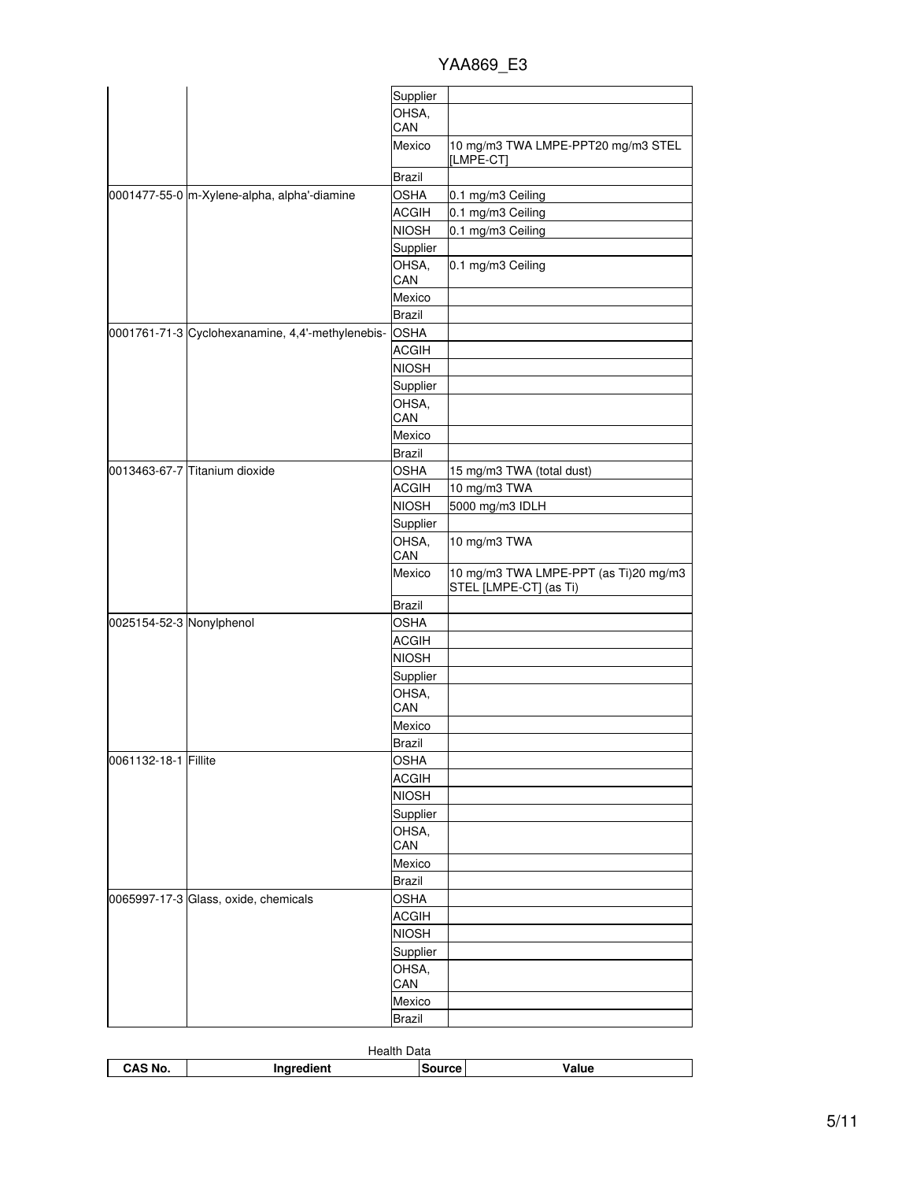| | | Supplier | |
|---|---|---|---|
| | | OHSA, CAN | |
| | | Mexico | 10 mg/m3 TWA LMPE-PPT20 mg/m3 STEL [LMPE-CT] |
| | | Brazil | |
| 0001477-55-0 | m-Xylene-alpha, alpha'-diamine | OSHA | 0.1 mg/m3 Ceiling |
| | | ACGIH | 0.1 mg/m3 Ceiling |
| | | NIOSH | 0.1 mg/m3 Ceiling |
| | | Supplier | |
| | | OHSA, CAN | 0.1 mg/m3 Ceiling |
| | | Mexico | |
| | | Brazil | |
| 0001761-71-3 | Cyclohexanamine, 4,4'-methylenebis- | OSHA | |
| | | ACGIH | |
| | | NIOSH | |
| | | Supplier | |
| | | OHSA, CAN | |
| | | Mexico | |
| | | Brazil | |
| 0013463-67-7 | Titanium dioxide | OSHA | 15 mg/m3 TWA (total dust) |
| | | ACGIH | 10 mg/m3 TWA |
| | | NIOSH | 5000 mg/m3 IDLH |
| | | Supplier | |
| | | OHSA, CAN | 10 mg/m3 TWA |
| | | Mexico | 10 mg/m3 TWA LMPE-PPT (as Ti)20 mg/m3 STEL [LMPE-CT] (as Ti) |
| | | Brazil | |
| 0025154-52-3 | Nonylphenol | OSHA | |
| | | ACGIH | |
| | | NIOSH | |
| | | Supplier | |
| | | OHSA, CAN | |
| | | Mexico | |
| | | Brazil | |
| 0061132-18-1 | Fillite | OSHA | |
| | | ACGIH | |
| | | NIOSH | |
| | | Supplier | |
| | | OHSA, CAN | |
| | | Mexico | |
| | | Brazil | |
| 0065997-17-3 | Glass, oxide, chemicals | OSHA | |
| | | ACGIH | |
| | | NIOSH | |
| | | Supplier | |
| | | OHSA, CAN | |
| | | Mexico | |
| | | Brazil | |

Health Data

| CAS No. | Ingredient | Source | Value |
|---|---|---|---|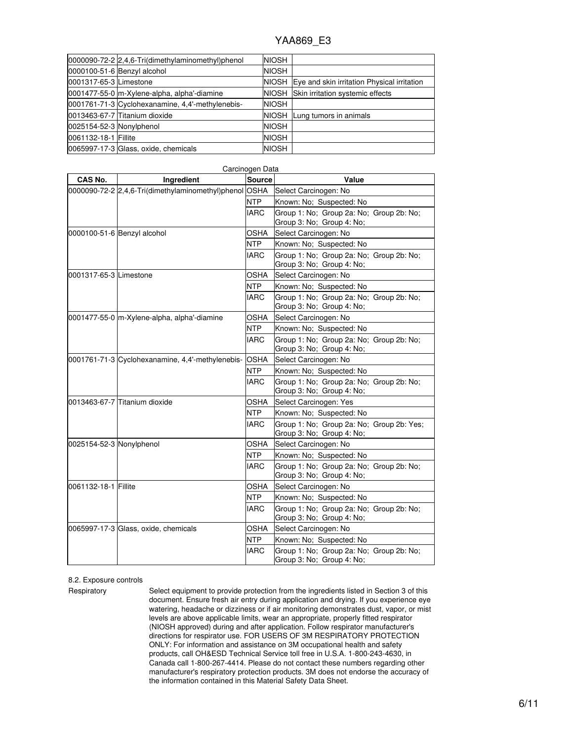| | | | |
|---|---|---|---|
| 0000090-72-2 | 2,4,6-Tri(dimethylaminomethyl)phenol | NIOSH | |
| 0000100-51-6 | Benzyl alcohol | NIOSH | |
| 0001317-65-3 | Limestone | NIOSH | Eye and skin irritation Physical irritation |
| 0001477-55-0 | m-Xylene-alpha, alpha'-diamine | NIOSH | Skin irritation systemic effects |
| 0001761-71-3 | Cyclohexanamine, 4,4'-methylenebis- | NIOSH | |
| 0013463-67-7 | Titanium dioxide | NIOSH | Lung tumors in animals |
| 0025154-52-3 | Nonylphenol | NIOSH | |
| 0061132-18-1 | Fillite | NIOSH | |
| 0065997-17-3 | Glass, oxide, chemicals | NIOSH | |

Carcinogen Data

| CAS No. | Ingredient | Source | Value |
|---|---|---|---|
| 0000090-72-2 | 2,4,6-Tri(dimethylaminomethyl)phenol | OSHA | Select Carcinogen: No |
| | | NTP | Known: No; Suspected: No |
| | | IARC | Group 1: No; Group 2a: No; Group 2b: No; Group 3: No; Group 4: No; |
| 0000100-51-6 | Benzyl alcohol | OSHA | Select Carcinogen: No |
| | | NTP | Known: No; Suspected: No |
| | | IARC | Group 1: No; Group 2a: No; Group 2b: No; Group 3: No; Group 4: No; |
| 0001317-65-3 | Limestone | OSHA | Select Carcinogen: No |
| | | NTP | Known: No; Suspected: No |
| | | IARC | Group 1: No; Group 2a: No; Group 2b: No; Group 3: No; Group 4: No; |
| 0001477-55-0 | m-Xylene-alpha, alpha'-diamine | OSHA | Select Carcinogen: No |
| | | NTP | Known: No; Suspected: No |
| | | IARC | Group 1: No; Group 2a: No; Group 2b: No; Group 3: No; Group 4: No; |
| 0001761-71-3 | Cyclohexanamine, 4,4'-methylenebis- | OSHA | Select Carcinogen: No |
| | | NTP | Known: No; Suspected: No |
| | | IARC | Group 1: No; Group 2a: No; Group 2b: No; Group 3: No; Group 4: No; |
| 0013463-67-7 | Titanium dioxide | OSHA | Select Carcinogen: Yes |
| | | NTP | Known: No; Suspected: No |
| | | IARC | Group 1: No; Group 2a: No; Group 2b: Yes; Group 3: No; Group 4: No; |
| 0025154-52-3 | Nonylphenol | OSHA | Select Carcinogen: No |
| | | NTP | Known: No; Suspected: No |
| | | IARC | Group 1: No; Group 2a: No; Group 2b: No; Group 3: No; Group 4: No; |
| 0061132-18-1 | Fillite | OSHA | Select Carcinogen: No |
| | | NTP | Known: No; Suspected: No |
| | | IARC | Group 1: No; Group 2a: No; Group 2b: No; Group 3: No; Group 4: No; |
| 0065997-17-3 | Glass, oxide, chemicals | OSHA | Select Carcinogen: No |
| | | NTP | Known: No; Suspected: No |
| | | IARC | Group 1: No; Group 2a: No; Group 2b: No; Group 3: No; Group 4: No; |

8.2. Exposure controls

Respiratory

Select equipment to provide protection from the ingredients listed in Section 3 of this document. Ensure fresh air entry during application and drying. If you experience eye watering, headache or dizziness or if air monitoring demonstrates dust, vapor, or mist levels are above applicable limits, wear an appropriate, properly fitted respirator (NIOSH approved) during and after application. Follow respirator manufacturer's directions for respirator use. FOR USERS OF 3M RESPIRATORY PROTECTION ONLY: For information and assistance on 3M occupational health and safety products, call OH&ESD Technical Service toll free in U.S.A. 1-800-243-4630, in Canada call 1-800-267-4414. Please do not contact these numbers regarding other manufacturer's respiratory protection products. 3M does not endorse the accuracy of the information contained in this Material Safety Data Sheet.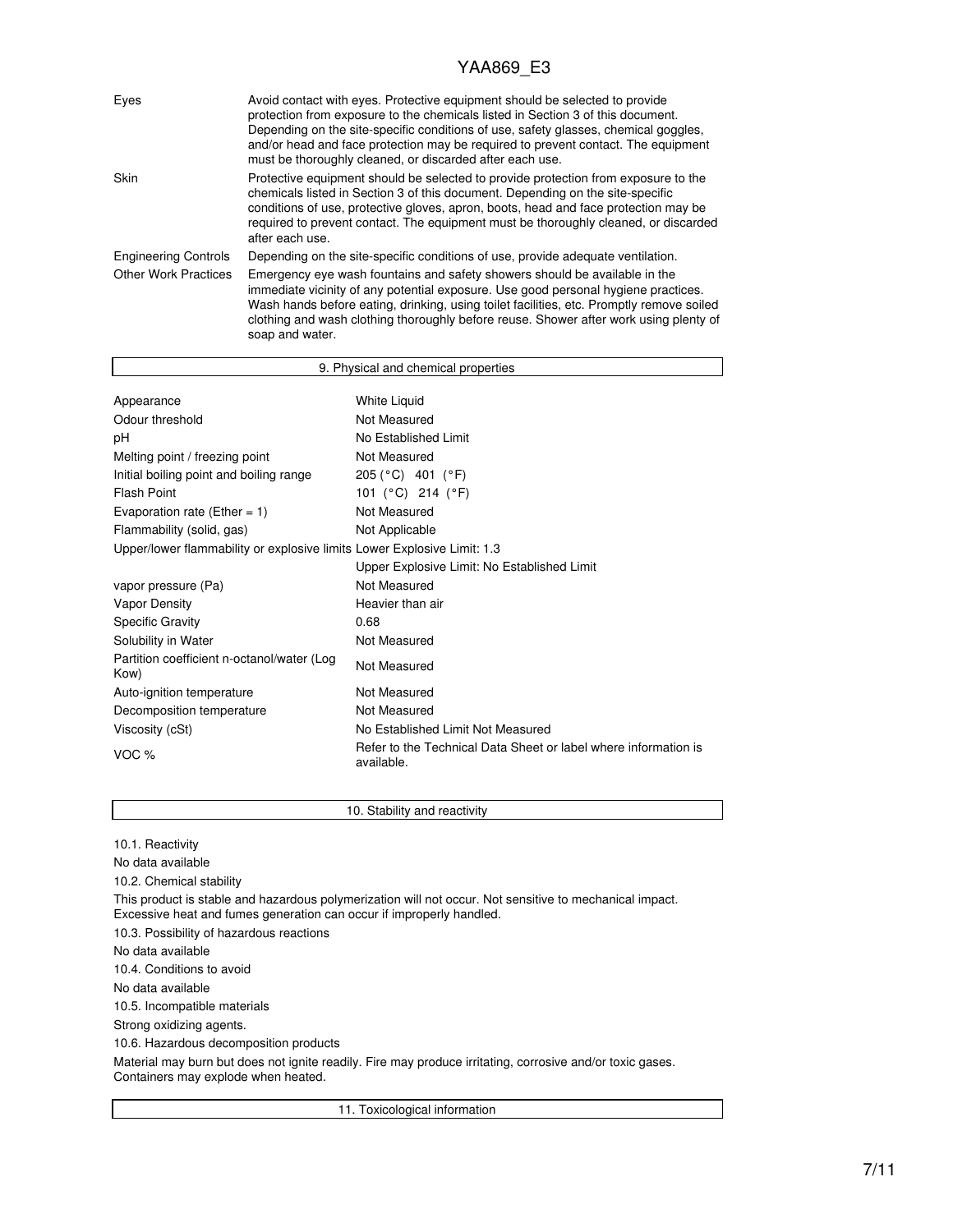| | |
|---|---|
| Eyes | Avoid contact with eyes. Protective equipment should be selected to provide protection from exposure to the chemicals listed in Section 3 of this document. Depending on the site-specific conditions of use, safety glasses, chemical goggles, and/or head and face protection may be required to prevent contact. The equipment must be thoroughly cleaned, or discarded after each use. |
| Skin | Protective equipment should be selected to provide protection from exposure to the chemicals listed in Section 3 of this document. Depending on the site-specific conditions of use, protective gloves, apron, boots, head and face protection may be required to prevent contact. The equipment must be thoroughly cleaned, or discarded after each use. |
| Engineering Controls | Depending on the site-specific conditions of use, provide adequate ventilation. |
| Other Work Practices | Emergency eye wash fountains and safety showers should be available in the immediate vicinity of any potential exposure. Use good personal hygiene practices. Wash hands before eating, drinking, using toilet facilities, etc. Promptly remove soiled clothing and wash clothing thoroughly before reuse. Shower after work using plenty of soap and water. |

## 9. Physical and chemical properties

| | |
|---|---|
| Appearance | White Liquid |
| Odour threshold | Not Measured |
| pH | No Established Limit |
| Melting point / freezing point | Not Measured |
| Initial boiling point and boiling range | 205 (°C) 401 (°F) |
| Flash Point | 101 (°C) 214 (°F) |
| Evaporation rate (Ether = 1) | Not Measured |
| Flammability (solid, gas) | Not Applicable |
| Upper/lower flammability or explosive limits | Lower Explosive Limit: 1.3 |
| | Upper Explosive Limit: No Established Limit |
| vapor pressure (Pa) | Not Measured |
| Vapor Density | Heavier than air |
| Specific Gravity | 0.68 |
| Solubility in Water | Not Measured |
| Partition coefficient n-octanol/water (Log Kow) | Not Measured |
| Auto-ignition temperature | Not Measured |
| Decomposition temperature | Not Measured |
| Viscosity (cSt) | No Established Limit Not Measured |
| VOC % | Refer to the Technical Data Sheet or label where information is available. |

## 10. Stability and reactivity

10.1. Reactivity

No data available

10.2. Chemical stability

This product is stable and hazardous polymerization will not occur. Not sensitive to mechanical impact. Excessive heat and fumes generation can occur if improperly handled.

10.3. Possibility of hazardous reactions

No data available

10.4. Conditions to avoid

No data available

10.5. Incompatible materials

Strong oxidizing agents.

10.6. Hazardous decomposition products

Material may burn but does not ignite readily. Fire may produce irritating, corrosive and/or toxic gases. Containers may explode when heated.

## 11. Toxicological information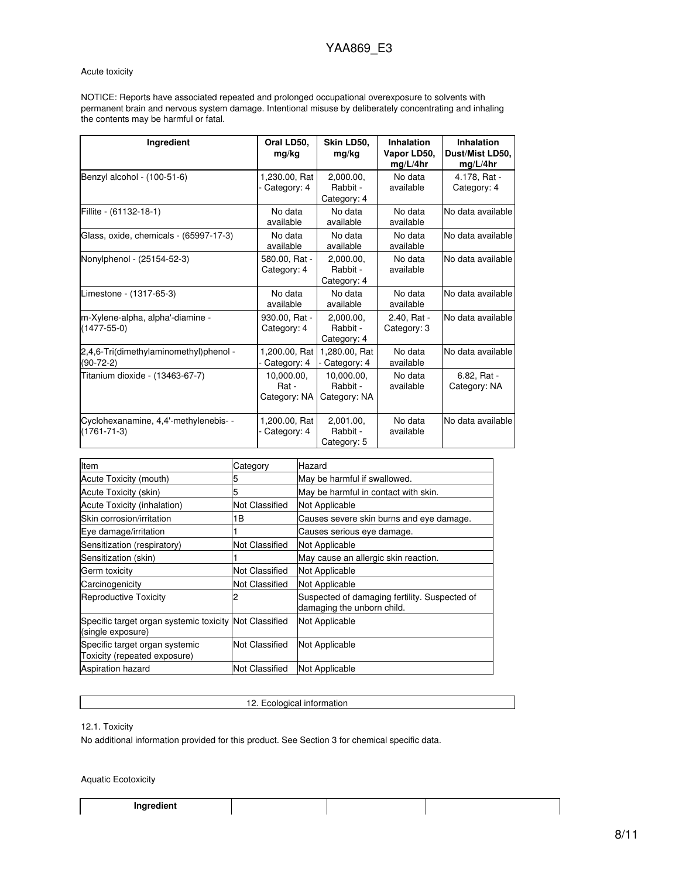Acute toxicity

NOTICE: Reports have associated repeated and prolonged occupational overexposure to solvents with permanent brain and nervous system damage. Intentional misuse by deliberately concentrating and inhaling the contents may be harmful or fatal.

| Ingredient | Oral LD50, mg/kg | Skin LD50, mg/kg | Inhalation Vapor LD50, mg/L/4hr | Inhalation Dust/Mist LD50, mg/L/4hr |
|---|---|---|---|---|
| Benzyl alcohol - (100-51-6) | 1,230.00, Rat - Category: 4 | 2,000.00, Rabbit - Category: 4 | No data available | 4.178, Rat - Category: 4 |
| Fillite - (61132-18-1) | No data available | No data available | No data available | No data available |
| Glass, oxide, chemicals - (65997-17-3) | No data available | No data available | No data available | No data available |
| Nonylphenol - (25154-52-3) | 580.00, Rat - Category: 4 | 2,000.00, Rabbit - Category: 4 | No data available | No data available |
| Limestone - (1317-65-3) | No data available | No data available | No data available | No data available |
| m-Xylene-alpha, alpha'-diamine - (1477-55-0) | 930.00, Rat - Category: 4 | 2,000.00, Rabbit - Category: 4 | 2.40, Rat - Category: 3 | No data available |
| 2,4,6-Tri(dimethylaminomethyl)phenol - (90-72-2) | 1,200.00, Rat - Category: 4 | 1,280.00, Rat - Category: 4 | No data available | No data available |
| Titanium dioxide - (13463-67-7) | 10,000.00, Rat - Category: NA | 10,000.00, Rabbit - Category: NA | No data available | 6.82, Rat - Category: NA |
| Cyclohexanamine, 4,4'-methylenebis- - (1761-71-3) | 1,200.00, Rat - Category: 4 | 2,001.00, Rabbit - Category: 5 | No data available | No data available |

| Item | Category | Hazard |
|---|---|---|
| Acute Toxicity (mouth) | 5 | May be harmful if swallowed. |
| Acute Toxicity (skin) | 5 | May be harmful in contact with skin. |
| Acute Toxicity (inhalation) | Not Classified | Not Applicable |
| Skin corrosion/irritation | 1B | Causes severe skin burns and eye damage. |
| Eye damage/irritation | 1 | Causes serious eye damage. |
| Sensitization (respiratory) | Not Classified | Not Applicable |
| Sensitization (skin) | 1 | May cause an allergic skin reaction. |
| Germ toxicity | Not Classified | Not Applicable |
| Carcinogenicity | Not Classified | Not Applicable |
| Reproductive Toxicity | 2 | Suspected of damaging fertility. Suspected of damaging the unborn child. |
| Specific target organ systemic toxicity (single exposure) | Not Classified | Not Applicable |
| Specific target organ systemic Toxicity (repeated exposure) | Not Classified | Not Applicable |
| Aspiration hazard | Not Classified | Not Applicable |

## 12. Ecological information

12.1. Toxicity

No additional information provided for this product. See Section 3 for chemical specific data.

Aquatic Ecotoxicity

| Ingredient | | | |
|---|---|---|---|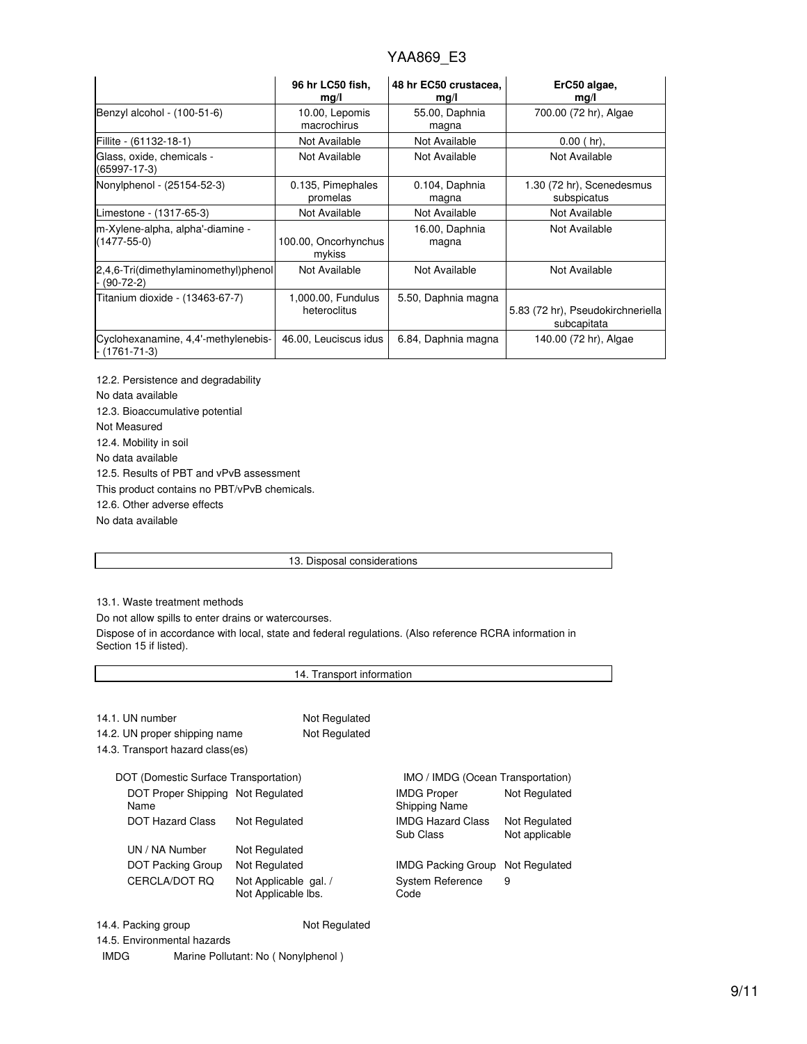| | 96 hr LC50 fish, mg/l | 48 hr EC50 crustacea, mg/l | ErC50 algae, mg/l |
|---|---|---|---|
| Benzyl alcohol - (100-51-6) | 10.00, Lepomis macrochirus | 55.00, Daphnia magna | 700.00 (72 hr), Algae |
| Fillite - (61132-18-1) | Not Available | Not Available | 0.00 ( hr), |
| Glass, oxide, chemicals - (65997-17-3) | Not Available | Not Available | Not Available |
| Nonylphenol - (25154-52-3) | 0.135, Pimephales promelas | 0.104, Daphnia magna | 1.30 (72 hr), Scenedesmus subspicatus |
| Limestone - (1317-65-3) | Not Available | Not Available | Not Available |
| m-Xylene-alpha, alpha'-diamine - (1477-55-0) | 100.00, Oncorhynchus mykiss | 16.00, Daphnia magna | Not Available |
| 2,4,6-Tri(dimethylaminomethyl)phenol - (90-72-2) | Not Available | Not Available | Not Available |
| Titanium dioxide - (13463-67-7) | 1,000.00, Fundulus heteroclitus | 5.50, Daphnia magna | 5.83 (72 hr), Pseudokirchneriella subcapitata |
| Cyclohexanamine, 4,4'-methylenebis- - (1761-71-3) | 46.00, Leuciscus idus | 6.84, Daphnia magna | 140.00 (72 hr), Algae |

12.2. Persistence and degradability

No data available

12.3. Bioaccumulative potential

Not Measured

12.4. Mobility in soil

No data available

12.5. Results of PBT and vPvB assessment

This product contains no PBT/vPvB chemicals.

12.6. Other adverse effects

No data available

## 13. Disposal considerations

13.1. Waste treatment methods

Do not allow spills to enter drains or watercourses.

Dispose of in accordance with local, state and federal regulations. (Also reference RCRA information in Section 15 if listed).

## 14. Transport information

14.1. UN number — Not Regulated

14.2. UN proper shipping name — Not Regulated

14.3. Transport hazard class(es)

**DOT (Domestic Surface Transportation)**

| | |
|---|---|
| DOT Proper Shipping Name | Not Regulated |
| DOT Hazard Class | Not Regulated |
| UN / NA Number | Not Regulated |
| DOT Packing Group | Not Regulated |
| CERCLA/DOT RQ | Not Applicable gal. / Not Applicable lbs. |

**IMO / IMDG (Ocean Transportation)**

| | |
|---|---|
| IMDG Proper Shipping Name | Not Regulated |
| IMDG Hazard Class | Not Regulated |
| Sub Class | Not applicable |
| IMDG Packing Group | Not Regulated |
| System Reference Code | 9 |

14.4. Packing group — Not Regulated

14.5. Environmental hazards

IMDG — Marine Pollutant: No ( Nonylphenol )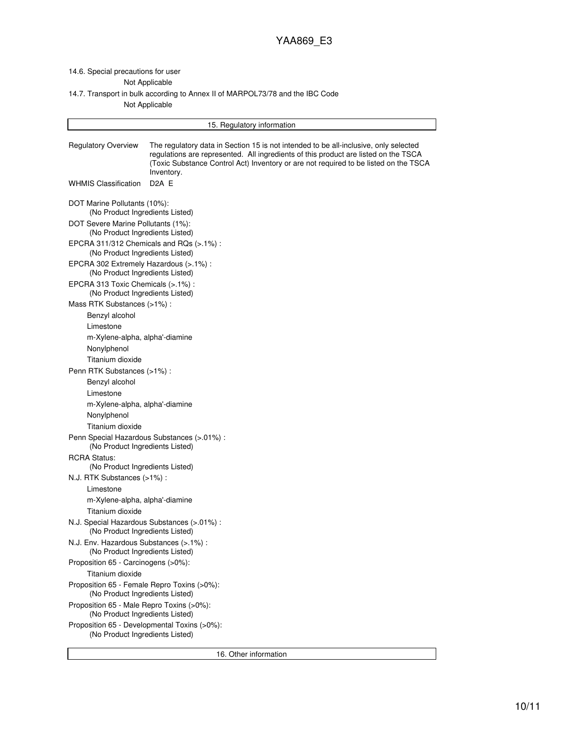14.6. Special precautions for user

Not Applicable

14.7. Transport in bulk according to Annex II of MARPOL73/78 and the IBC Code

Not Applicable

## 15. Regulatory information

**Regulatory Overview** The regulatory data in Section 15 is not intended to be all-inclusive, only selected regulations are represented. All ingredients of this product are listed on the TSCA (Toxic Substance Control Act) Inventory or are not required to be listed on the TSCA Inventory.

**WHMIS Classification** D2A E

DOT Marine Pollutants (10%):
(No Product Ingredients Listed)

DOT Severe Marine Pollutants (1%):
(No Product Ingredients Listed)

EPCRA 311/312 Chemicals and RQs (>.1%) :
(No Product Ingredients Listed)

EPCRA 302 Extremely Hazardous (>.1%) :
(No Product Ingredients Listed)

EPCRA 313 Toxic Chemicals (>.1%) :
(No Product Ingredients Listed)

Mass RTK Substances (>1%) :
- Benzyl alcohol
- Limestone
- m-Xylene-alpha, alpha'-diamine
- Nonylphenol
- Titanium dioxide

Penn RTK Substances (>1%) :
- Benzyl alcohol
- Limestone
- m-Xylene-alpha, alpha'-diamine
- Nonylphenol
- Titanium dioxide

Penn Special Hazardous Substances (>.01%) :
(No Product Ingredients Listed)

RCRA Status:
(No Product Ingredients Listed)

N.J. RTK Substances (>1%) :
- Limestone
- m-Xylene-alpha, alpha'-diamine
- Titanium dioxide

N.J. Special Hazardous Substances (>.01%) :
(No Product Ingredients Listed)

N.J. Env. Hazardous Substances (>.1%) :
(No Product Ingredients Listed)

Proposition 65 - Carcinogens (>0%):
- Titanium dioxide

Proposition 65 - Female Repro Toxins (>0%):
(No Product Ingredients Listed)

Proposition 65 - Male Repro Toxins (>0%):
(No Product Ingredients Listed)

Proposition 65 - Developmental Toxins (>0%):
(No Product Ingredients Listed)

## 16. Other information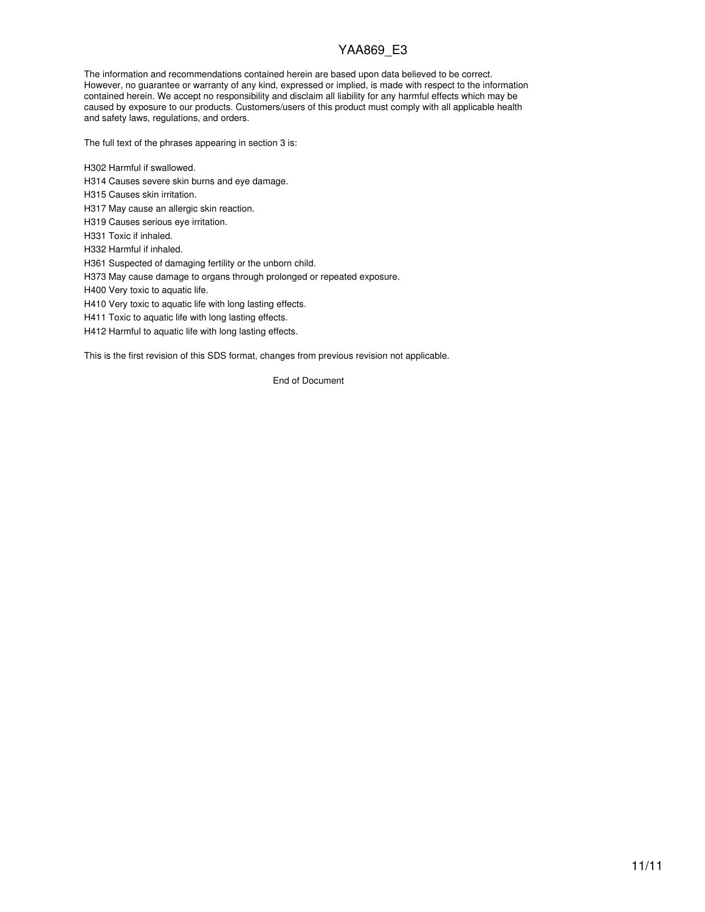The information and recommendations contained herein are based upon data believed to be correct. However, no guarantee or warranty of any kind, expressed or implied, is made with respect to the information contained herein. We accept no responsibility and disclaim all liability for any harmful effects which may be caused by exposure to our products. Customers/users of this product must comply with all applicable health and safety laws, regulations, and orders.

The full text of the phrases appearing in section 3 is:

H302 Harmful if swallowed.
H314 Causes severe skin burns and eye damage.
H315 Causes skin irritation.
H317 May cause an allergic skin reaction.
H319 Causes serious eye irritation.
H331 Toxic if inhaled.
H332 Harmful if inhaled.
H361 Suspected of damaging fertility or the unborn child.
H373 May cause damage to organs through prolonged or repeated exposure.
H400 Very toxic to aquatic life.
H410 Very toxic to aquatic life with long lasting effects.
H411 Toxic to aquatic life with long lasting effects.
H412 Harmful to aquatic life with long lasting effects.

This is the first revision of this SDS format, changes from previous revision not applicable.

End of Document